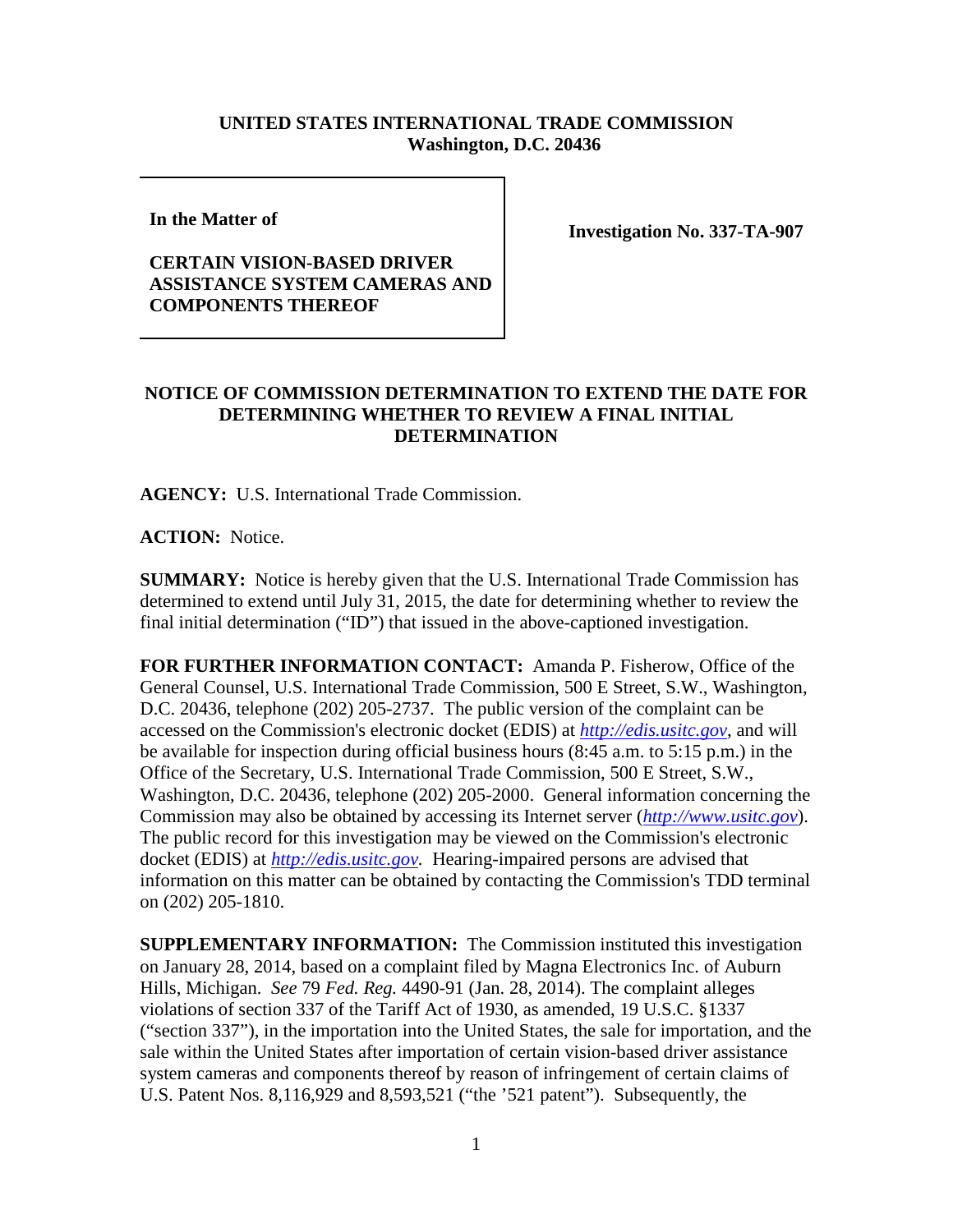**UNITED STATES INTERNATIONAL TRADE COMMISSION**
**Washington, D.C. 20436**

**In the Matter of**

**CERTAIN VISION-BASED DRIVER ASSISTANCE SYSTEM CAMERAS AND COMPONENTS THEREOF**

**Investigation No. 337-TA-907**

**NOTICE OF COMMISSION DETERMINATION TO EXTEND THE DATE FOR DETERMINING WHETHER TO REVIEW A FINAL INITIAL DETERMINATION**

**AGENCY:** U.S. International Trade Commission.

**ACTION:** Notice.

**SUMMARY:** Notice is hereby given that the U.S. International Trade Commission has determined to extend until July 31, 2015, the date for determining whether to review the final initial determination ("ID") that issued in the above-captioned investigation.

**FOR FURTHER INFORMATION CONTACT:** Amanda P. Fisherow, Office of the General Counsel, U.S. International Trade Commission, 500 E Street, S.W., Washington, D.C. 20436, telephone (202) 205-2737. The public version of the complaint can be accessed on the Commission's electronic docket (EDIS) at *http://edis.usitc.gov*, and will be available for inspection during official business hours (8:45 a.m. to 5:15 p.m.) in the Office of the Secretary, U.S. International Trade Commission, 500 E Street, S.W., Washington, D.C. 20436, telephone (202) 205-2000. General information concerning the Commission may also be obtained by accessing its Internet server (*http://www.usitc.gov*). The public record for this investigation may be viewed on the Commission's electronic docket (EDIS) at *http://edis.usitc.gov*. Hearing-impaired persons are advised that information on this matter can be obtained by contacting the Commission's TDD terminal on (202) 205-1810.

**SUPPLEMENTARY INFORMATION:** The Commission instituted this investigation on January 28, 2014, based on a complaint filed by Magna Electronics Inc. of Auburn Hills, Michigan. *See* 79 *Fed. Reg.* 4490-91 (Jan. 28, 2014). The complaint alleges violations of section 337 of the Tariff Act of 1930, as amended, 19 U.S.C. §1337 ("section 337"), in the importation into the United States, the sale for importation, and the sale within the United States after importation of certain vision-based driver assistance system cameras and components thereof by reason of infringement of certain claims of U.S. Patent Nos. 8,116,929 and 8,593,521 ("the '521 patent"). Subsequently, the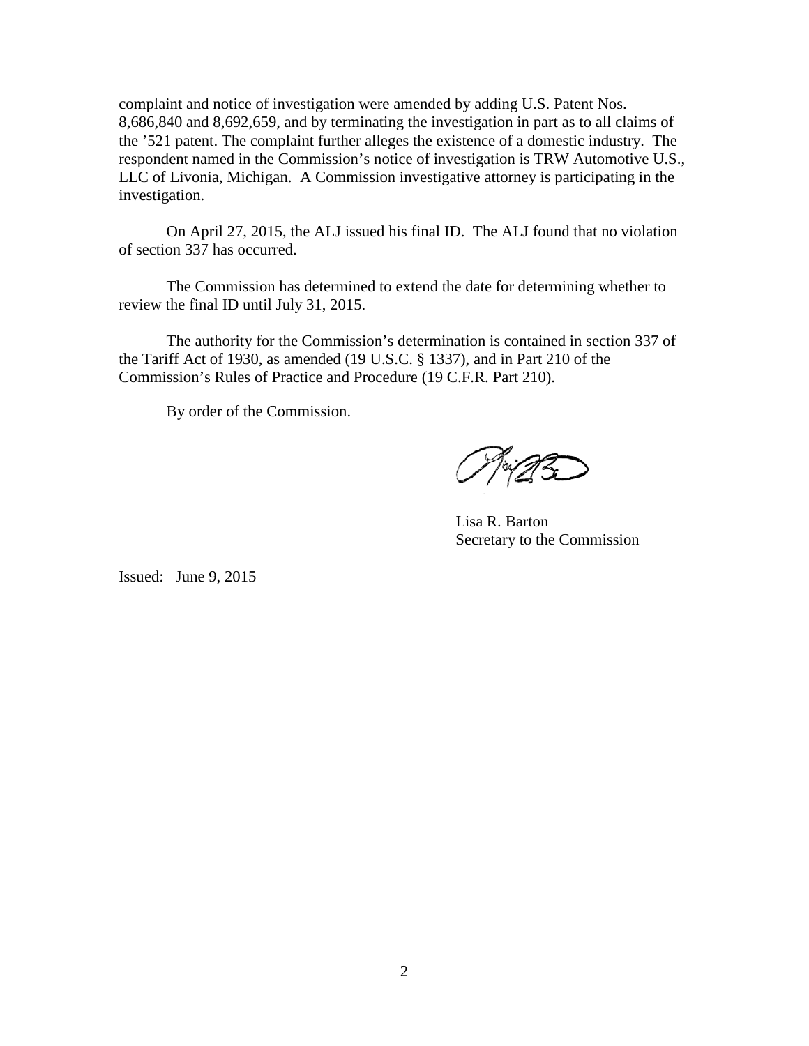complaint and notice of investigation were amended by adding U.S. Patent Nos. 8,686,840 and 8,692,659, and by terminating the investigation in part as to all claims of the ’521 patent. The complaint further alleges the existence of a domestic industry. The respondent named in the Commission’s notice of investigation is TRW Automotive U.S., LLC of Livonia, Michigan. A Commission investigative attorney is participating in the investigation.

On April 27, 2015, the ALJ issued his final ID. The ALJ found that no violation of section 337 has occurred.

The Commission has determined to extend the date for determining whether to review the final ID until July 31, 2015.

The authority for the Commission’s determination is contained in section 337 of the Tariff Act of 1930, as amended (19 U.S.C. § 1337), and in Part 210 of the Commission’s Rules of Practice and Procedure (19 C.F.R. Part 210).

By order of the Commission.

Lisa R. Barton
Secretary to the Commission

Issued: June 9, 2015